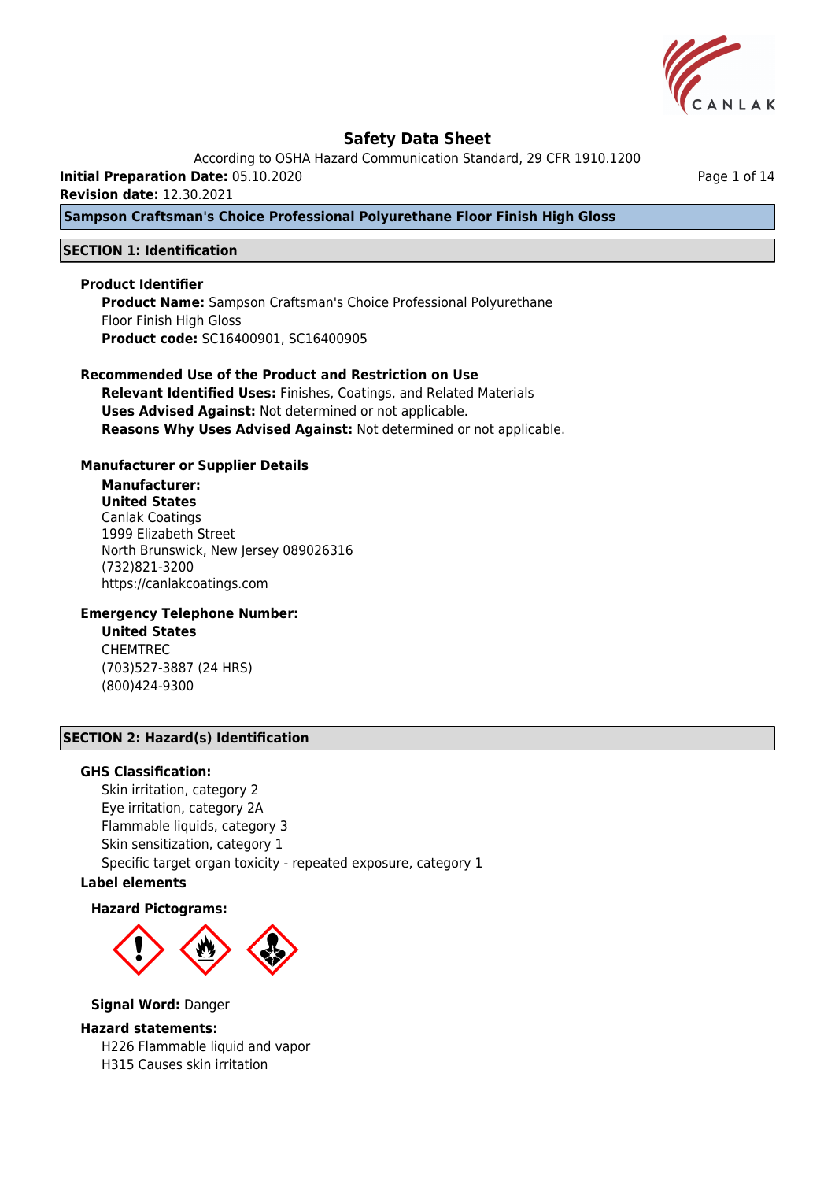# Safety Data Sheet

According to OSHA Hazard Communication Standard, 29 CFR 1910.1200

**Initial Preparation Date:** 05.10.2020

**Revision date:** 12.30.2021

## Sampson Craftsman's Choice Professional Polyurethane Floor Finish High Gloss

## SECTION 1: Identification

### Product Identifier

**Product Name:** Sampson Craftsman's Choice Professional Polyurethane Floor Finish High Gloss

**Product code:** SC16400901, SC16400905

### Recommended Use of the Product and Restriction on Use

**Relevant Identified Uses:** Finishes, Coatings, and Related Materials

**Uses Advised Against:** Not determined or not applicable.

**Reasons Why Uses Advised Against:** Not determined or not applicable.

### Manufacturer or Supplier Details

**Manufacturer:**

**United States**

Canlak Coatings
1999 Elizabeth Street
North Brunswick, New Jersey 089026316
(732)821-3200
https://canlakcoatings.com

### Emergency Telephone Number:

**United States**

CHEMTREC
(703)527-3887 (24 HRS)
(800)424-9300

## SECTION 2: Hazard(s) Identification

### GHS Classification:

Skin irritation, category 2
Eye irritation, category 2A
Flammable liquids, category 3
Skin sensitization, category 1
Specific target organ toxicity - repeated exposure, category 1

### Label elements

**Hazard Pictograms:**

**Signal Word:** Danger

### Hazard statements:

H226 Flammable liquid and vapor
H315 Causes skin irritation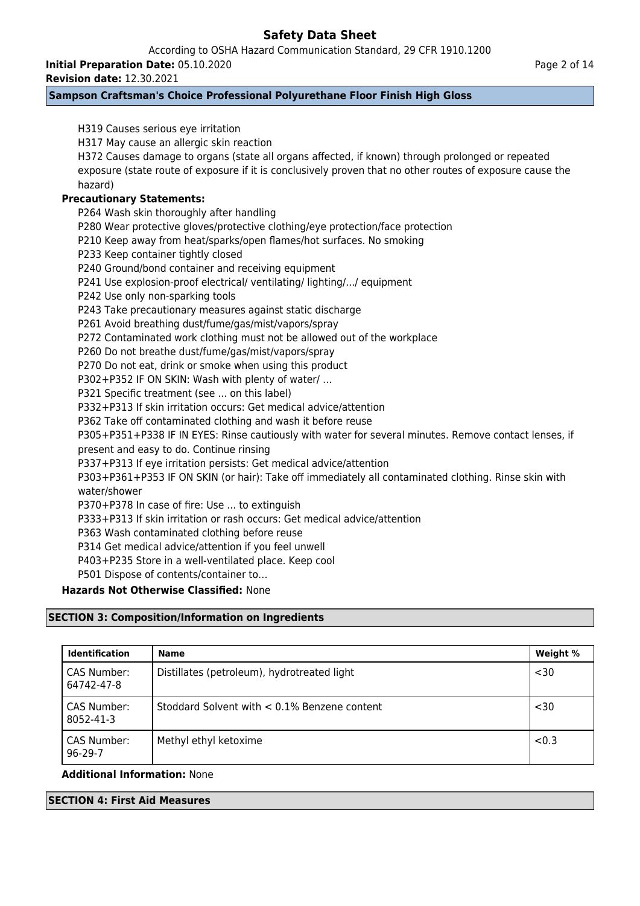H319 Causes serious eye irritation

H317 May cause an allergic skin reaction

H372 Causes damage to organs (state all organs affected, if known) through prolonged or repeated exposure (state route of exposure if it is conclusively proven that no other routes of exposure cause the hazard)

**Precautionary Statements:**

P264 Wash skin thoroughly after handling

P280 Wear protective gloves/protective clothing/eye protection/face protection

P210 Keep away from heat/sparks/open flames/hot surfaces. No smoking

P233 Keep container tightly closed

P240 Ground/bond container and receiving equipment

P241 Use explosion-proof electrical/ ventilating/ lighting/.../ equipment

P242 Use only non-sparking tools

P243 Take precautionary measures against static discharge

P261 Avoid breathing dust/fume/gas/mist/vapors/spray

P272 Contaminated work clothing must not be allowed out of the workplace

P260 Do not breathe dust/fume/gas/mist/vapors/spray

P270 Do not eat, drink or smoke when using this product

P302+P352 IF ON SKIN: Wash with plenty of water/ …

P321 Specific treatment (see ... on this label)

P332+P313 If skin irritation occurs: Get medical advice/attention

P362 Take off contaminated clothing and wash it before reuse

P305+P351+P338 IF IN EYES: Rinse cautiously with water for several minutes. Remove contact lenses, if present and easy to do. Continue rinsing

P337+P313 If eye irritation persists: Get medical advice/attention

P303+P361+P353 IF ON SKIN (or hair): Take off immediately all contaminated clothing. Rinse skin with water/shower

P370+P378 In case of fire: Use ... to extinguish

P333+P313 If skin irritation or rash occurs: Get medical advice/attention

P363 Wash contaminated clothing before reuse

P314 Get medical advice/attention if you feel unwell

P403+P235 Store in a well-ventilated place. Keep cool

P501 Dispose of contents/container to…

**Hazards Not Otherwise Classified:** None

## SECTION 3: Composition/Information on Ingredients

| Identification | Name | Weight % |
|---|---|---|
| CAS Number: 64742-47-8 | Distillates (petroleum), hydrotreated light | <30 |
| CAS Number: 8052-41-3 | Stoddard Solvent with < 0.1% Benzene content | <30 |
| CAS Number: 96-29-7 | Methyl ethyl ketoxime | <0.3 |

**Additional Information:** None

## SECTION 4: First Aid Measures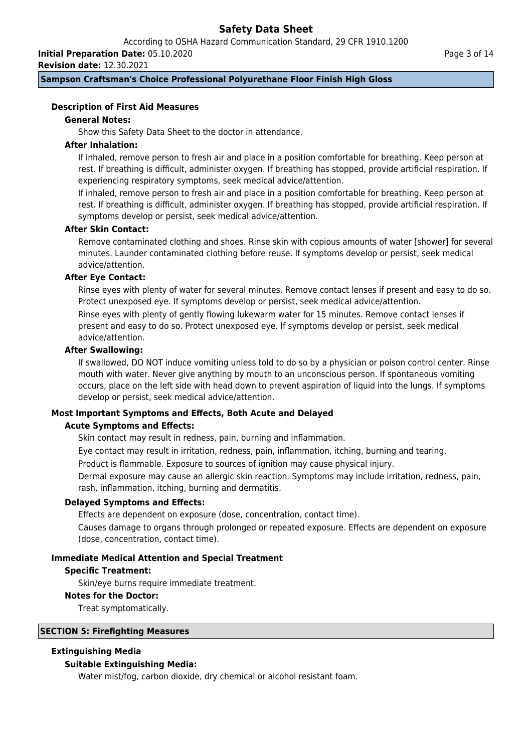### Description of First Aid Measures

#### General Notes:

Show this Safety Data Sheet to the doctor in attendance.

#### After Inhalation:

If inhaled, remove person to fresh air and place in a position comfortable for breathing. Keep person at rest. If breathing is difficult, administer oxygen. If breathing has stopped, provide artificial respiration. If experiencing respiratory symptoms, seek medical advice/attention.

If inhaled, remove person to fresh air and place in a position comfortable for breathing. Keep person at rest. If breathing is difficult, administer oxygen. If breathing has stopped, provide artificial respiration. If symptoms develop or persist, seek medical advice/attention.

#### After Skin Contact:

Remove contaminated clothing and shoes. Rinse skin with copious amounts of water [shower] for several minutes. Launder contaminated clothing before reuse. If symptoms develop or persist, seek medical advice/attention.

#### After Eye Contact:

Rinse eyes with plenty of water for several minutes. Remove contact lenses if present and easy to do so. Protect unexposed eye. If symptoms develop or persist, seek medical advice/attention.

Rinse eyes with plenty of gently flowing lukewarm water for 15 minutes. Remove contact lenses if present and easy to do so. Protect unexposed eye. If symptoms develop or persist, seek medical advice/attention.

#### After Swallowing:

If swallowed, DO NOT induce vomiting unless told to do so by a physician or poison control center. Rinse mouth with water. Never give anything by mouth to an unconscious person. If spontaneous vomiting occurs, place on the left side with head down to prevent aspiration of liquid into the lungs. If symptoms develop or persist, seek medical advice/attention.

### Most Important Symptoms and Effects, Both Acute and Delayed

#### Acute Symptoms and Effects:

Skin contact may result in redness, pain, burning and inflammation.

Eye contact may result in irritation, redness, pain, inflammation, itching, burning and tearing.

Product is flammable. Exposure to sources of ignition may cause physical injury.

Dermal exposure may cause an allergic skin reaction. Symptoms may include irritation, redness, pain, rash, inflammation, itching, burning and dermatitis.

#### Delayed Symptoms and Effects:

Effects are dependent on exposure (dose, concentration, contact time).

Causes damage to organs through prolonged or repeated exposure. Effects are dependent on exposure (dose, concentration, contact time).

### Immediate Medical Attention and Special Treatment

#### Specific Treatment:

Skin/eye burns require immediate treatment.

#### Notes for the Doctor:

Treat symptomatically.

## SECTION 5: Firefighting Measures

### Extinguishing Media

#### Suitable Extinguishing Media:

Water mist/fog, carbon dioxide, dry chemical or alcohol resistant foam.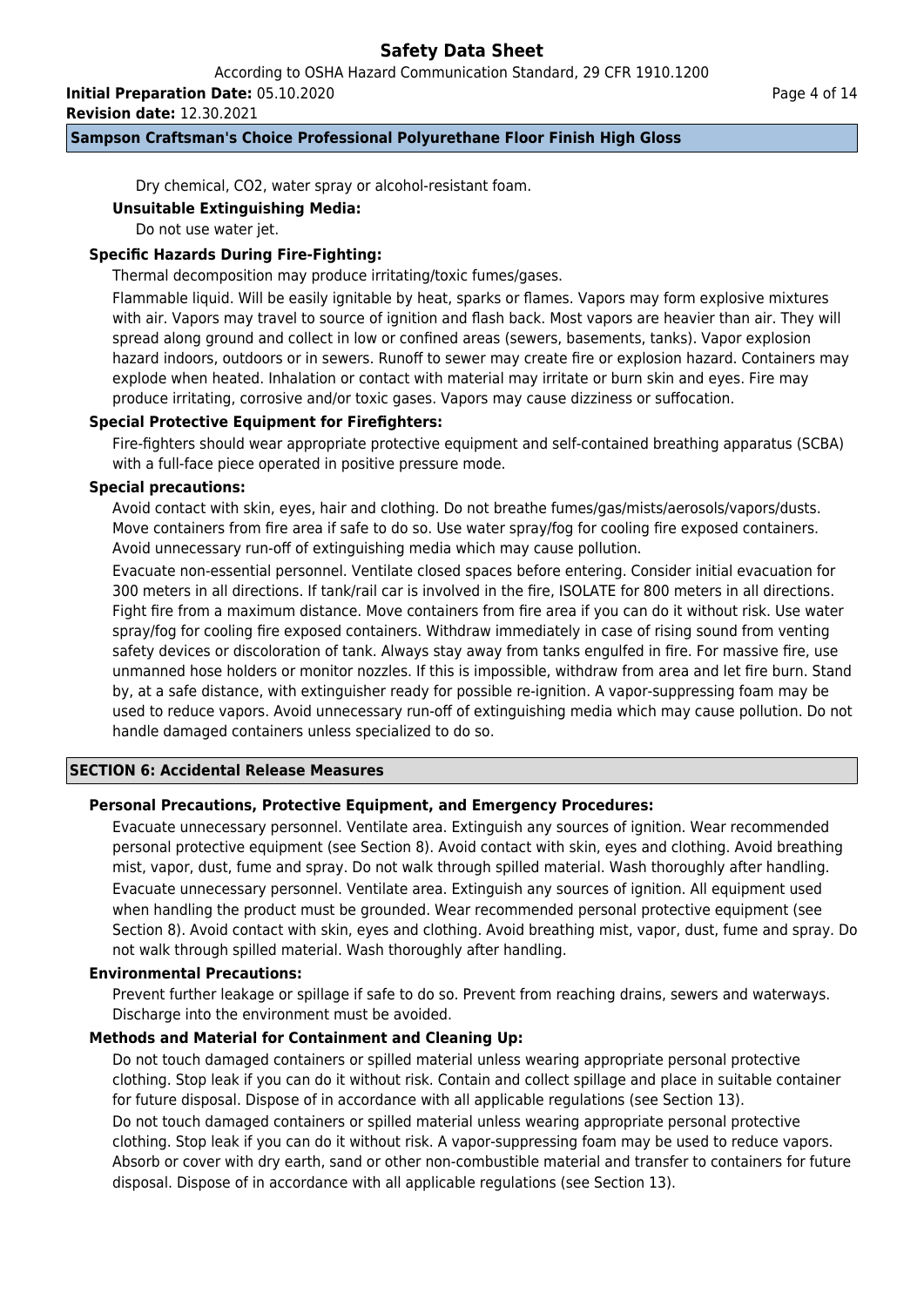Dry chemical, $CO_2$, water spray or alcohol-resistant foam.

**Unsuitable Extinguishing Media:**

Do not use water jet.

**Specific Hazards During Fire-Fighting:**

Thermal decomposition may produce irritating/toxic fumes/gases.

Flammable liquid. Will be easily ignitable by heat, sparks or flames. Vapors may form explosive mixtures with air. Vapors may travel to source of ignition and flash back. Most vapors are heavier than air. They will spread along ground and collect in low or confined areas (sewers, basements, tanks). Vapor explosion hazard indoors, outdoors or in sewers. Runoff to sewer may create fire or explosion hazard. Containers may explode when heated. Inhalation or contact with material may irritate or burn skin and eyes. Fire may produce irritating, corrosive and/or toxic gases. Vapors may cause dizziness or suffocation.

**Special Protective Equipment for Firefighters:**

Fire-fighters should wear appropriate protective equipment and self-contained breathing apparatus (SCBA) with a full-face piece operated in positive pressure mode.

**Special precautions:**

Avoid contact with skin, eyes, hair and clothing. Do not breathe fumes/gas/mists/aerosols/vapors/dusts. Move containers from fire area if safe to do so. Use water spray/fog for cooling fire exposed containers. Avoid unnecessary run-off of extinguishing media which may cause pollution.

Evacuate non-essential personnel. Ventilate closed spaces before entering. Consider initial evacuation for 300 meters in all directions. If tank/rail car is involved in the fire, ISOLATE for 800 meters in all directions. Fight fire from a maximum distance. Move containers from fire area if you can do it without risk. Use water spray/fog for cooling fire exposed containers. Withdraw immediately in case of rising sound from venting safety devices or discoloration of tank. Always stay away from tanks engulfed in fire. For massive fire, use unmanned hose holders or monitor nozzles. If this is impossible, withdraw from area and let fire burn. Stand by, at a safe distance, with extinguisher ready for possible re-ignition. A vapor-suppressing foam may be used to reduce vapors. Avoid unnecessary run-off of extinguishing media which may cause pollution. Do not handle damaged containers unless specialized to do so.

## SECTION 6: Accidental Release Measures

**Personal Precautions, Protective Equipment, and Emergency Procedures:**

Evacuate unnecessary personnel. Ventilate area. Extinguish any sources of ignition. Wear recommended personal protective equipment (see Section 8). Avoid contact with skin, eyes and clothing. Avoid breathing mist, vapor, dust, fume and spray. Do not walk through spilled material. Wash thoroughly after handling.

Evacuate unnecessary personnel. Ventilate area. Extinguish any sources of ignition. All equipment used when handling the product must be grounded. Wear recommended personal protective equipment (see Section 8). Avoid contact with skin, eyes and clothing. Avoid breathing mist, vapor, dust, fume and spray. Do not walk through spilled material. Wash thoroughly after handling.

**Environmental Precautions:**

Prevent further leakage or spillage if safe to do so. Prevent from reaching drains, sewers and waterways. Discharge into the environment must be avoided.

**Methods and Material for Containment and Cleaning Up:**

Do not touch damaged containers or spilled material unless wearing appropriate personal protective clothing. Stop leak if you can do it without risk. Contain and collect spillage and place in suitable container for future disposal. Dispose of in accordance with all applicable regulations (see Section 13).

Do not touch damaged containers or spilled material unless wearing appropriate personal protective clothing. Stop leak if you can do it without risk. A vapor-suppressing foam may be used to reduce vapors. Absorb or cover with dry earth, sand or other non-combustible material and transfer to containers for future disposal. Dispose of in accordance with all applicable regulations (see Section 13).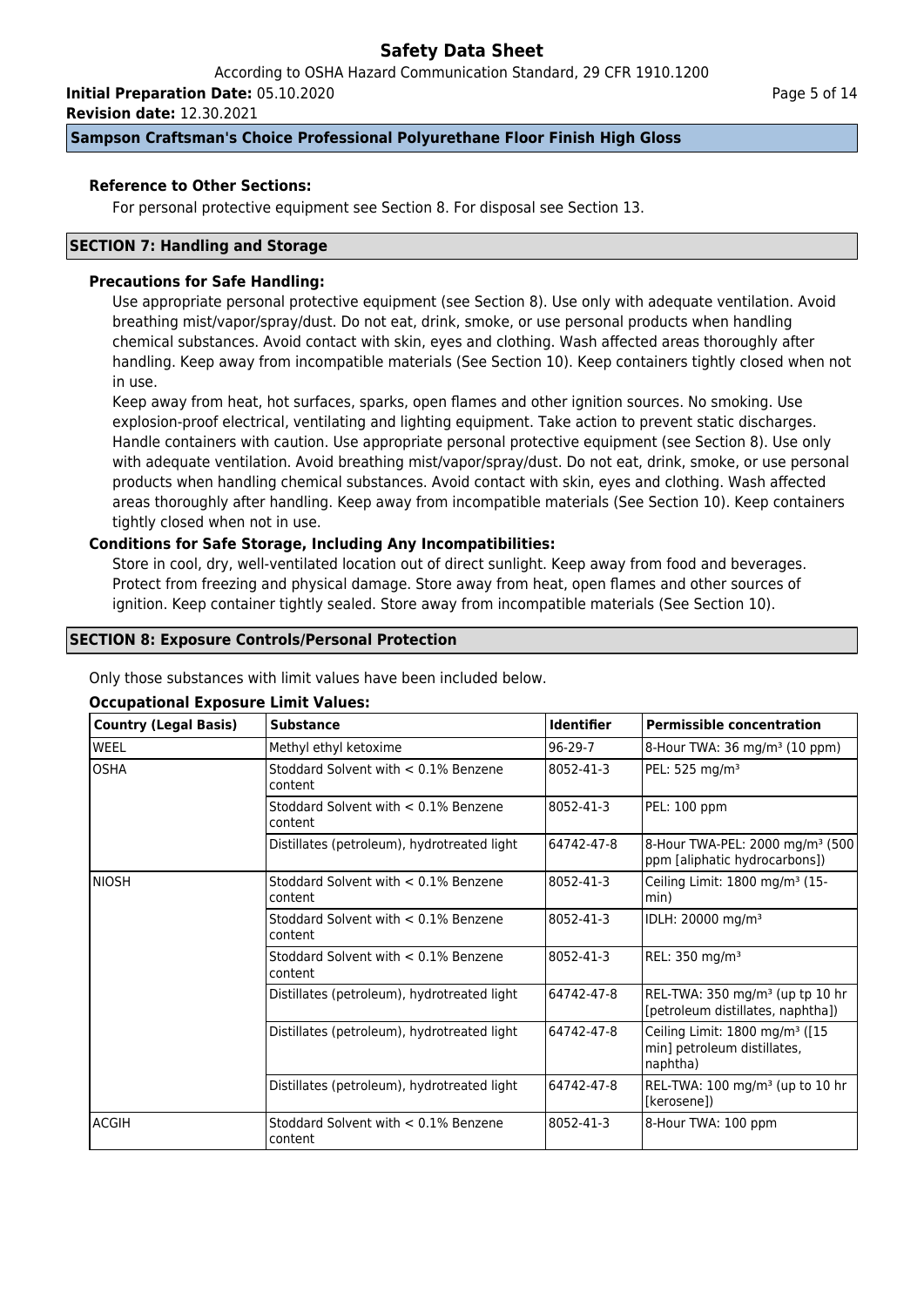**Reference to Other Sections:**

For personal protective equipment see Section 8. For disposal see Section 13.

## SECTION 7: Handling and Storage

**Precautions for Safe Handling:**

Use appropriate personal protective equipment (see Section 8). Use only with adequate ventilation. Avoid breathing mist/vapor/spray/dust. Do not eat, drink, smoke, or use personal products when handling chemical substances. Avoid contact with skin, eyes and clothing. Wash affected areas thoroughly after handling. Keep away from incompatible materials (See Section 10). Keep containers tightly closed when not in use.

Keep away from heat, hot surfaces, sparks, open flames and other ignition sources. No smoking. Use explosion-proof electrical, ventilating and lighting equipment. Take action to prevent static discharges. Handle containers with caution. Use appropriate personal protective equipment (see Section 8). Use only with adequate ventilation. Avoid breathing mist/vapor/spray/dust. Do not eat, drink, smoke, or use personal products when handling chemical substances. Avoid contact with skin, eyes and clothing. Wash affected areas thoroughly after handling. Keep away from incompatible materials (See Section 10). Keep containers tightly closed when not in use.

**Conditions for Safe Storage, Including Any Incompatibilities:**

Store in cool, dry, well-ventilated location out of direct sunlight. Keep away from food and beverages. Protect from freezing and physical damage. Store away from heat, open flames and other sources of ignition. Keep container tightly sealed. Store away from incompatible materials (See Section 10).

## SECTION 8: Exposure Controls/Personal Protection

Only those substances with limit values have been included below.

**Occupational Exposure Limit Values:**

| Country (Legal Basis) | Substance | Identifier | Permissible concentration |
|---|---|---|---|
| WEEL | Methyl ethyl ketoxime | 96-29-7 | 8-Hour TWA: 36 mg/m³ (10 ppm) |
| OSHA | Stoddard Solvent with < 0.1% Benzene content | 8052-41-3 | PEL: 525 mg/m³ |
| | Stoddard Solvent with < 0.1% Benzene content | 8052-41-3 | PEL: 100 ppm |
| | Distillates (petroleum), hydrotreated light | 64742-47-8 | 8-Hour TWA-PEL: 2000 mg/m³ (500 ppm [aliphatic hydrocarbons]) |
| NIOSH | Stoddard Solvent with < 0.1% Benzene content | 8052-41-3 | Ceiling Limit: 1800 mg/m³ (15-min) |
| | Stoddard Solvent with < 0.1% Benzene content | 8052-41-3 | IDLH: 20000 mg/m³ |
| | Stoddard Solvent with < 0.1% Benzene content | 8052-41-3 | REL: 350 mg/m³ |
| | Distillates (petroleum), hydrotreated light | 64742-47-8 | REL-TWA: 350 mg/m³ (up tp 10 hr [petroleum distillates, naphtha]) |
| | Distillates (petroleum), hydrotreated light | 64742-47-8 | Ceiling Limit: 1800 mg/m³ ([15 min] petroleum distillates, naphtha) |
| | Distillates (petroleum), hydrotreated light | 64742-47-8 | REL-TWA: 100 mg/m³ (up to 10 hr [kerosene]) |
| ACGIH | Stoddard Solvent with < 0.1% Benzene content | 8052-41-3 | 8-Hour TWA: 100 ppm |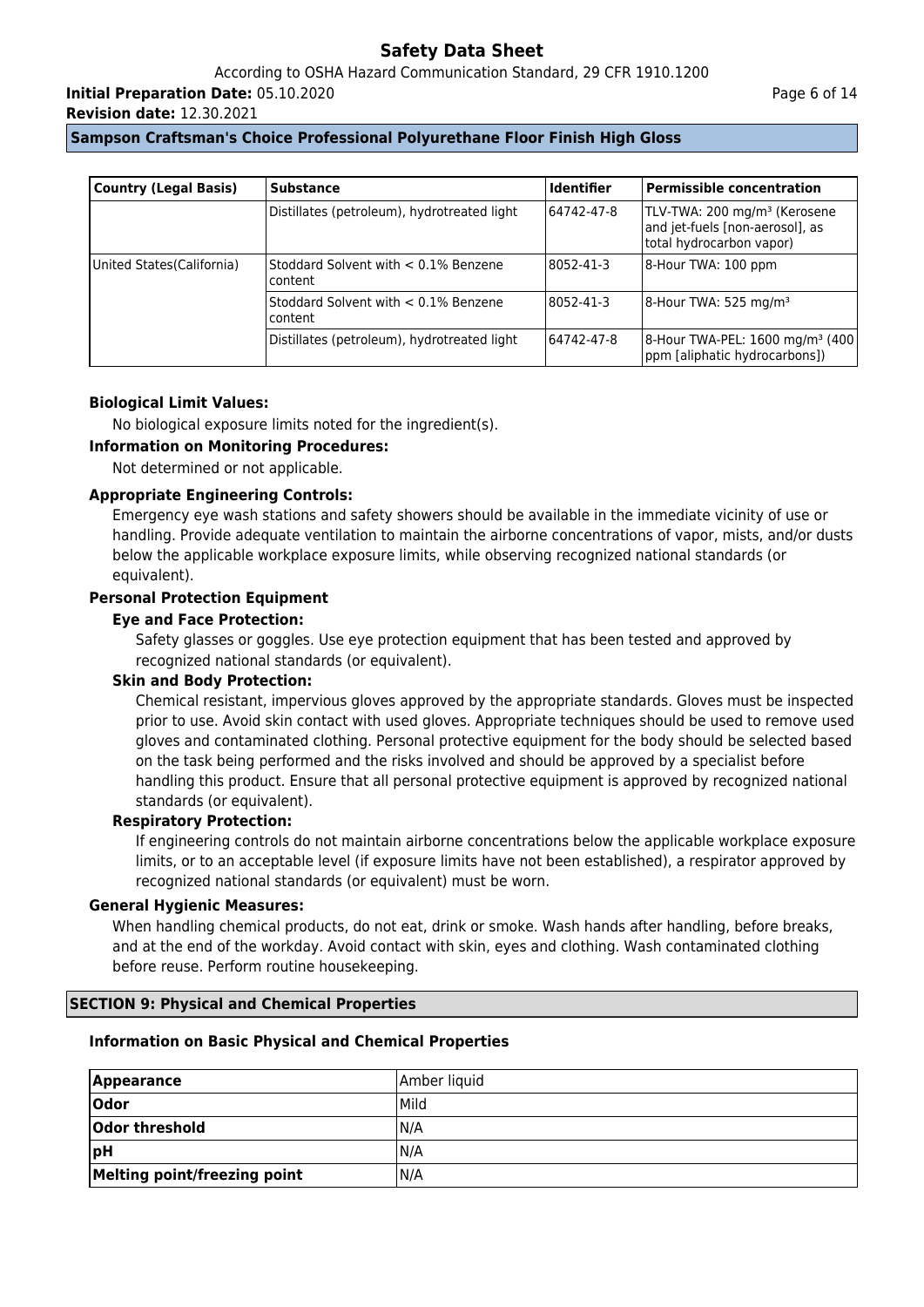| Country (Legal Basis) | Substance | Identifier | Permissible concentration |
|---|---|---|---|
| | Distillates (petroleum), hydrotreated light | 64742-47-8 | TLV-TWA: 200 mg/m³ (Kerosene and jet-fuels [non-aerosol], as total hydrocarbon vapor) |
| United States(California) | Stoddard Solvent with < 0.1% Benzene content | 8052-41-3 | 8-Hour TWA: 100 ppm |
| | Stoddard Solvent with < 0.1% Benzene content | 8052-41-3 | 8-Hour TWA: 525 mg/m³ |
| | Distillates (petroleum), hydrotreated light | 64742-47-8 | 8-Hour TWA-PEL: 1600 mg/m³ (400 ppm [aliphatic hydrocarbons]) |

**Biological Limit Values:**

No biological exposure limits noted for the ingredient(s).

**Information on Monitoring Procedures:**

Not determined or not applicable.

**Appropriate Engineering Controls:**

Emergency eye wash stations and safety showers should be available in the immediate vicinity of use or handling. Provide adequate ventilation to maintain the airborne concentrations of vapor, mists, and/or dusts below the applicable workplace exposure limits, while observing recognized national standards (or equivalent).

**Personal Protection Equipment**

**Eye and Face Protection:**

Safety glasses or goggles. Use eye protection equipment that has been tested and approved by recognized national standards (or equivalent).

**Skin and Body Protection:**

Chemical resistant, impervious gloves approved by the appropriate standards. Gloves must be inspected prior to use. Avoid skin contact with used gloves. Appropriate techniques should be used to remove used gloves and contaminated clothing. Personal protective equipment for the body should be selected based on the task being performed and the risks involved and should be approved by a specialist before handling this product. Ensure that all personal protective equipment is approved by recognized national standards (or equivalent).

**Respiratory Protection:**

If engineering controls do not maintain airborne concentrations below the applicable workplace exposure limits, or to an acceptable level (if exposure limits have not been established), a respirator approved by recognized national standards (or equivalent) must be worn.

**General Hygienic Measures:**

When handling chemical products, do not eat, drink or smoke. Wash hands after handling, before breaks, and at the end of the workday. Avoid contact with skin, eyes and clothing. Wash contaminated clothing before reuse. Perform routine housekeeping.

## SECTION 9: Physical and Chemical Properties

**Information on Basic Physical and Chemical Properties**

| | |
|---|---|
| **Appearance** | Amber liquid |
| **Odor** | Mild |
| **Odor threshold** | N/A |
| **pH** | N/A |
| **Melting point/freezing point** | N/A |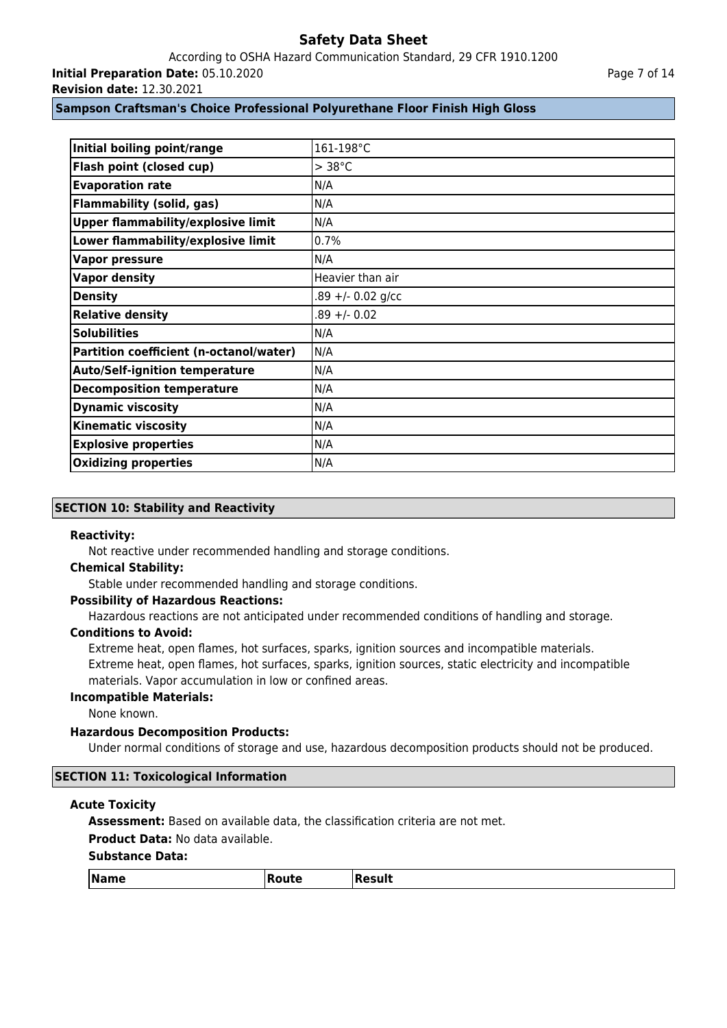| Initial boiling point/range | 161-198°C |
| --- | --- |
| Flash point (closed cup) | > 38°C |
| Evaporation rate | N/A |
| Flammability (solid, gas) | N/A |
| Upper flammability/explosive limit | N/A |
| Lower flammability/explosive limit | 0.7% |
| Vapor pressure | N/A |
| Vapor density | Heavier than air |
| Density | .89 +/- 0.02 g/cc |
| Relative density | .89 +/- 0.02 |
| Solubilities | N/A |
| Partition coefficient (n-octanol/water) | N/A |
| Auto/Self-ignition temperature | N/A |
| Decomposition temperature | N/A |
| Dynamic viscosity | N/A |
| Kinematic viscosity | N/A |
| Explosive properties | N/A |
| Oxidizing properties | N/A |

## SECTION 10: Stability and Reactivity

**Reactivity:**

Not reactive under recommended handling and storage conditions.

**Chemical Stability:**

Stable under recommended handling and storage conditions.

**Possibility of Hazardous Reactions:**

Hazardous reactions are not anticipated under recommended conditions of handling and storage.

**Conditions to Avoid:**

Extreme heat, open flames, hot surfaces, sparks, ignition sources and incompatible materials.
Extreme heat, open flames, hot surfaces, sparks, ignition sources, static electricity and incompatible materials. Vapor accumulation in low or confined areas.

**Incompatible Materials:**

None known.

**Hazardous Decomposition Products:**

Under normal conditions of storage and use, hazardous decomposition products should not be produced.

## SECTION 11: Toxicological Information

**Acute Toxicity**

**Assessment:** Based on available data, the classification criteria are not met.

**Product Data:** No data available.

**Substance Data:**

| Name | Route | Result |
| --- | --- | --- |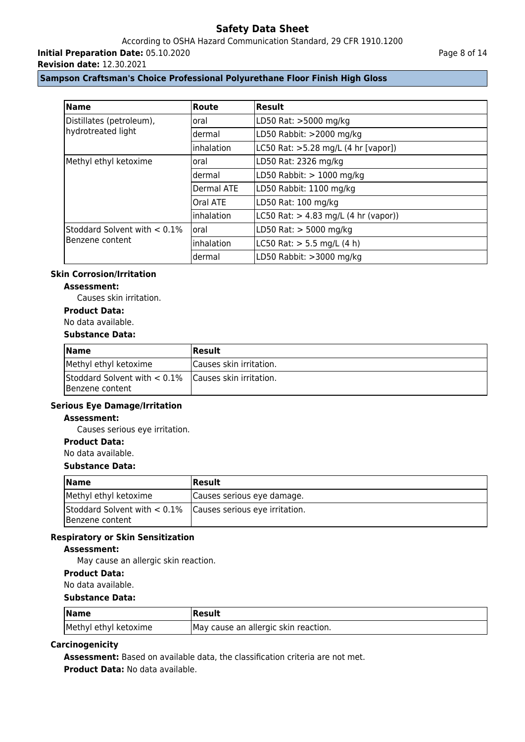| Name | Route | Result |
|---|---|---|
| Distillates (petroleum), hydrotreated light | oral | LD50 Rat: >5000 mg/kg |
| | dermal | LD50 Rabbit: >2000 mg/kg |
| | inhalation | LC50 Rat: >5.28 mg/L (4 hr [vapor]) |
| Methyl ethyl ketoxime | oral | LD50 Rat: 2326 mg/kg |
| | dermal | LD50 Rabbit: > 1000 mg/kg |
| | Dermal ATE | LD50 Rabbit: 1100 mg/kg |
| | Oral ATE | LD50 Rat: 100 mg/kg |
| | inhalation | LC50 Rat: > 4.83 mg/L (4 hr (vapor)) |
| Stoddard Solvent with < 0.1% Benzene content | oral | LD50 Rat: > 5000 mg/kg |
| | inhalation | LC50 Rat: > 5.5 mg/L (4 h) |
| | dermal | LD50 Rabbit: >3000 mg/kg |

### Skin Corrosion/Irritation

**Assessment:**

Causes skin irritation.

**Product Data:**

No data available.

**Substance Data:**

| Name | Result |
|---|---|
| Methyl ethyl ketoxime | Causes skin irritation. |
| Stoddard Solvent with < 0.1% Benzene content | Causes skin irritation. |

### Serious Eye Damage/Irritation

**Assessment:**

Causes serious eye irritation.

**Product Data:**

No data available.

**Substance Data:**

| Name | Result |
|---|---|
| Methyl ethyl ketoxime | Causes serious eye damage. |
| Stoddard Solvent with < 0.1% Benzene content | Causes serious eye irritation. |

### Respiratory or Skin Sensitization

**Assessment:**

May cause an allergic skin reaction.

**Product Data:**

No data available.

**Substance Data:**

| Name | Result |
|---|---|
| Methyl ethyl ketoxime | May cause an allergic skin reaction. |

### Carcinogenicity

**Assessment:** Based on available data, the classification criteria are not met.

**Product Data:** No data available.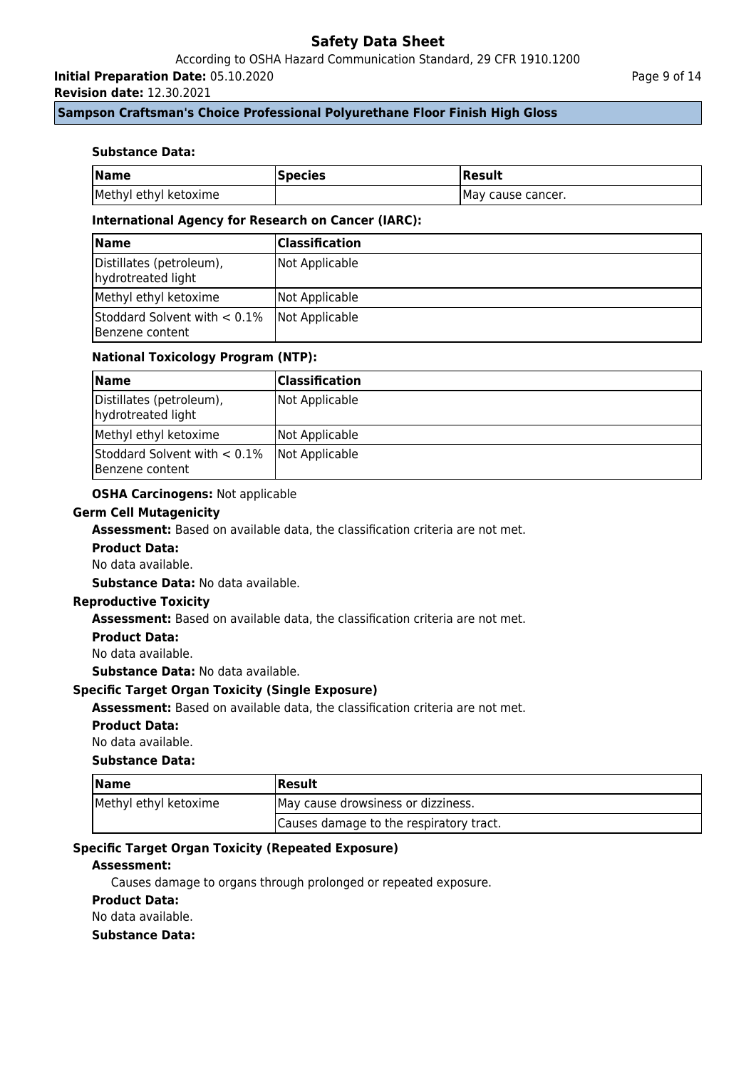**Substance Data:**

| Name | Species | Result |
| --- | --- | --- |
| Methyl ethyl ketoxime | | May cause cancer. |

**International Agency for Research on Cancer (IARC):**

| Name | Classification |
| --- | --- |
| Distillates (petroleum), hydrotreated light | Not Applicable |
| Methyl ethyl ketoxime | Not Applicable |
| Stoddard Solvent with < 0.1% Benzene content | Not Applicable |

**National Toxicology Program (NTP):**

| Name | Classification |
| --- | --- |
| Distillates (petroleum), hydrotreated light | Not Applicable |
| Methyl ethyl ketoxime | Not Applicable |
| Stoddard Solvent with < 0.1% Benzene content | Not Applicable |

**OSHA Carcinogens:** Not applicable

**Germ Cell Mutagenicity**

**Assessment:** Based on available data, the classification criteria are not met.

**Product Data:**

No data available.

**Substance Data:** No data available.

**Reproductive Toxicity**

**Assessment:** Based on available data, the classification criteria are not met.

**Product Data:**

No data available.

**Substance Data:** No data available.

**Specific Target Organ Toxicity (Single Exposure)**

**Assessment:** Based on available data, the classification criteria are not met.

**Product Data:**

No data available.

**Substance Data:**

| Name | Result |
| --- | --- |
| Methyl ethyl ketoxime | May cause drowsiness or dizziness. |
| | Causes damage to the respiratory tract. |

**Specific Target Organ Toxicity (Repeated Exposure)**

**Assessment:**

Causes damage to organs through prolonged or repeated exposure.

**Product Data:**

No data available.

**Substance Data:**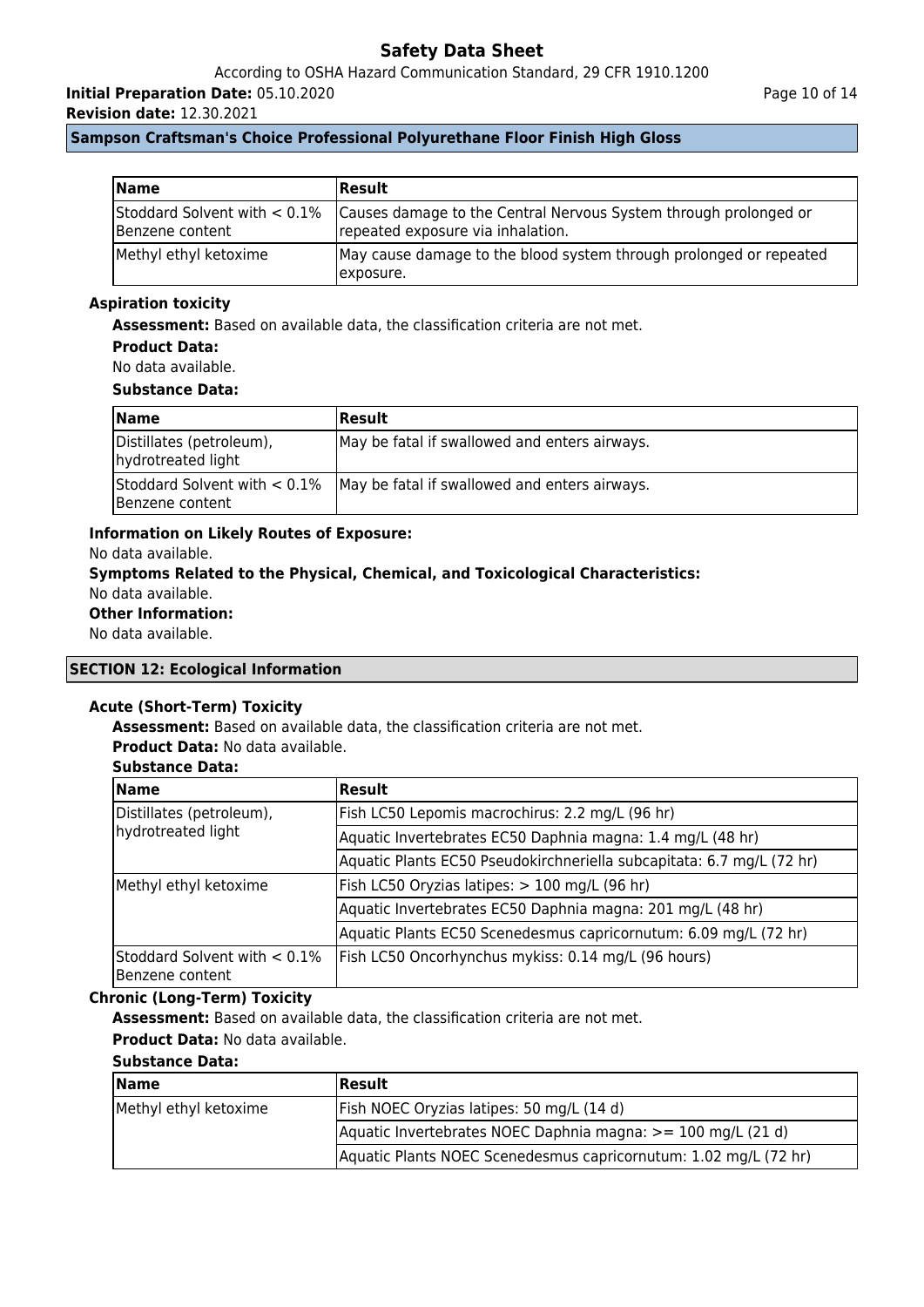| Name | Result |
| --- | --- |
| Stoddard Solvent with < 0.1% Benzene content | Causes damage to the Central Nervous System through prolonged or repeated exposure via inhalation. |
| Methyl ethyl ketoxime | May cause damage to the blood system through prolonged or repeated exposure. |

### Aspiration toxicity

**Assessment:** Based on available data, the classification criteria are not met.

**Product Data:**

No data available.

**Substance Data:**

| Name | Result |
| --- | --- |
| Distillates (petroleum), hydrotreated light | May be fatal if swallowed and enters airways. |
| Stoddard Solvent with < 0.1% Benzene content | May be fatal if swallowed and enters airways. |

**Information on Likely Routes of Exposure:**

No data available.

**Symptoms Related to the Physical, Chemical, and Toxicological Characteristics:**

No data available.

**Other Information:**

No data available.

## SECTION 12: Ecological Information

### Acute (Short-Term) Toxicity

**Assessment:** Based on available data, the classification criteria are not met.

**Product Data:** No data available.

**Substance Data:**

| Name | Result |
| --- | --- |
| Distillates (petroleum), hydrotreated light | Fish LC50 Lepomis macrochirus: 2.2 mg/L (96 hr) |
| | Aquatic Invertebrates EC50 Daphnia magna: 1.4 mg/L (48 hr) |
| | Aquatic Plants EC50 Pseudokirchneriella subcapitata: 6.7 mg/L (72 hr) |
| Methyl ethyl ketoxime | Fish LC50 Oryzias latipes: > 100 mg/L (96 hr) |
| | Aquatic Invertebrates EC50 Daphnia magna: 201 mg/L (48 hr) |
| | Aquatic Plants EC50 Scenedesmus capricornutum: 6.09 mg/L (72 hr) |
| Stoddard Solvent with < 0.1% Benzene content | Fish LC50 Oncorhynchus mykiss: 0.14 mg/L (96 hours) |

### Chronic (Long-Term) Toxicity

**Assessment:** Based on available data, the classification criteria are not met.

**Product Data:** No data available.

**Substance Data:**

| Name | Result |
| --- | --- |
| Methyl ethyl ketoxime | Fish NOEC Oryzias latipes: 50 mg/L (14 d) |
| | Aquatic Invertebrates NOEC Daphnia magna: >= 100 mg/L (21 d) |
| | Aquatic Plants NOEC Scenedesmus capricornutum: 1.02 mg/L (72 hr) |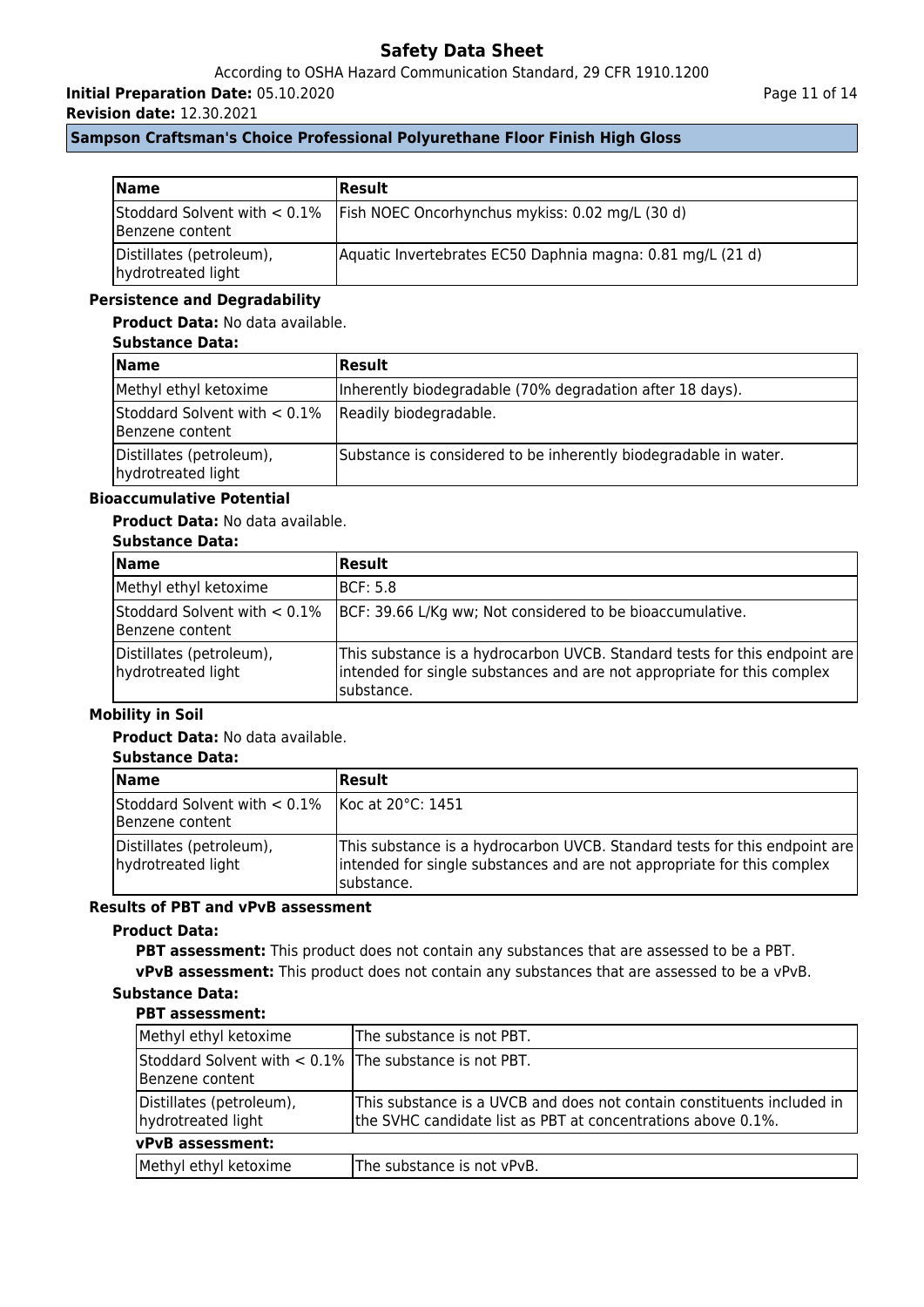| Name | Result |
| --- | --- |
| Stoddard Solvent with < 0.1% Benzene content | Fish NOEC Oncorhynchus mykiss: 0.02 mg/L (30 d) |
| Distillates (petroleum), hydrotreated light | Aquatic Invertebrates EC50 Daphnia magna: 0.81 mg/L (21 d) |

### Persistence and Degradability

**Product Data:** No data available.

**Substance Data:**

| Name | Result |
| --- | --- |
| Methyl ethyl ketoxime | Inherently biodegradable (70% degradation after 18 days). |
| Stoddard Solvent with < 0.1% Benzene content | Readily biodegradable. |
| Distillates (petroleum), hydrotreated light | Substance is considered to be inherently biodegradable in water. |

### Bioaccumulative Potential

**Product Data:** No data available.

**Substance Data:**

| Name | Result |
| --- | --- |
| Methyl ethyl ketoxime | BCF: 5.8 |
| Stoddard Solvent with < 0.1% Benzene content | BCF: 39.66 L/Kg ww; Not considered to be bioaccumulative. |
| Distillates (petroleum), hydrotreated light | This substance is a hydrocarbon UVCB. Standard tests for this endpoint are intended for single substances and are not appropriate for this complex substance. |

### Mobility in Soil

**Product Data:** No data available.

**Substance Data:**

| Name | Result |
| --- | --- |
| Stoddard Solvent with < 0.1% Benzene content | Koc at 20°C: 1451 |
| Distillates (petroleum), hydrotreated light | This substance is a hydrocarbon UVCB. Standard tests for this endpoint are intended for single substances and are not appropriate for this complex substance. |

### Results of PBT and vPvB assessment

**Product Data:**

**PBT assessment:** This product does not contain any substances that are assessed to be a PBT.

**vPvB assessment:** This product does not contain any substances that are assessed to be a vPvB.

**Substance Data:**

**PBT assessment:**

| | |
| --- | --- |
| Methyl ethyl ketoxime | The substance is not PBT. |
| Stoddard Solvent with < 0.1% Benzene content | The substance is not PBT. |
| Distillates (petroleum), hydrotreated light | This substance is a UVCB and does not contain constituents included in the SVHC candidate list as PBT at concentrations above 0.1%. |

**vPvB assessment:**

| | |
| --- | --- |
| Methyl ethyl ketoxime | The substance is not vPvB. |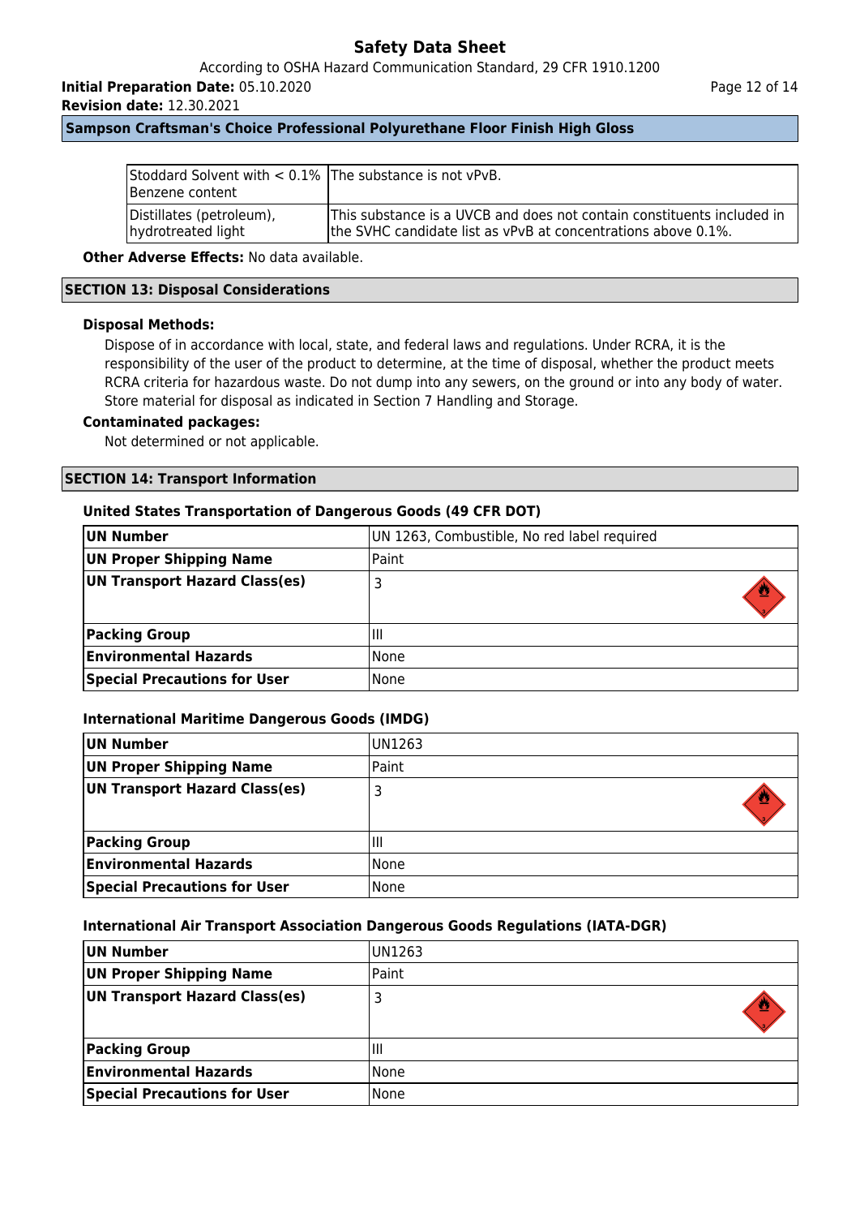| Stoddard Solvent with < 0.1% Benzene content | The substance is not vPvB. |
|---|---|
| Distillates (petroleum), hydrotreated light | This substance is a UVCB and does not contain constituents included in the SVHC candidate list as vPvB at concentrations above 0.1%. |

**Other Adverse Effects:** No data available.

## SECTION 13: Disposal Considerations

**Disposal Methods:**

Dispose of in accordance with local, state, and federal laws and regulations. Under RCRA, it is the responsibility of the user of the product to determine, at the time of disposal, whether the product meets RCRA criteria for hazardous waste. Do not dump into any sewers, on the ground or into any body of water. Store material for disposal as indicated in Section 7 Handling and Storage.

**Contaminated packages:**

Not determined or not applicable.

## SECTION 14: Transport Information

### United States Transportation of Dangerous Goods (49 CFR DOT)

| **UN Number** | UN 1263, Combustible, No red label required |
|---|---|
| **UN Proper Shipping Name** | Paint |
| **UN Transport Hazard Class(es)** | 3 |
| **Packing Group** | III |
| **Environmental Hazards** | None |
| **Special Precautions for User** | None |

### International Maritime Dangerous Goods (IMDG)

| **UN Number** | UN1263 |
|---|---|
| **UN Proper Shipping Name** | Paint |
| **UN Transport Hazard Class(es)** | 3 |
| **Packing Group** | III |
| **Environmental Hazards** | None |
| **Special Precautions for User** | None |

### International Air Transport Association Dangerous Goods Regulations (IATA-DGR)

| **UN Number** | UN1263 |
|---|---|
| **UN Proper Shipping Name** | Paint |
| **UN Transport Hazard Class(es)** | 3 |
| **Packing Group** | III |
| **Environmental Hazards** | None |
| **Special Precautions for User** | None |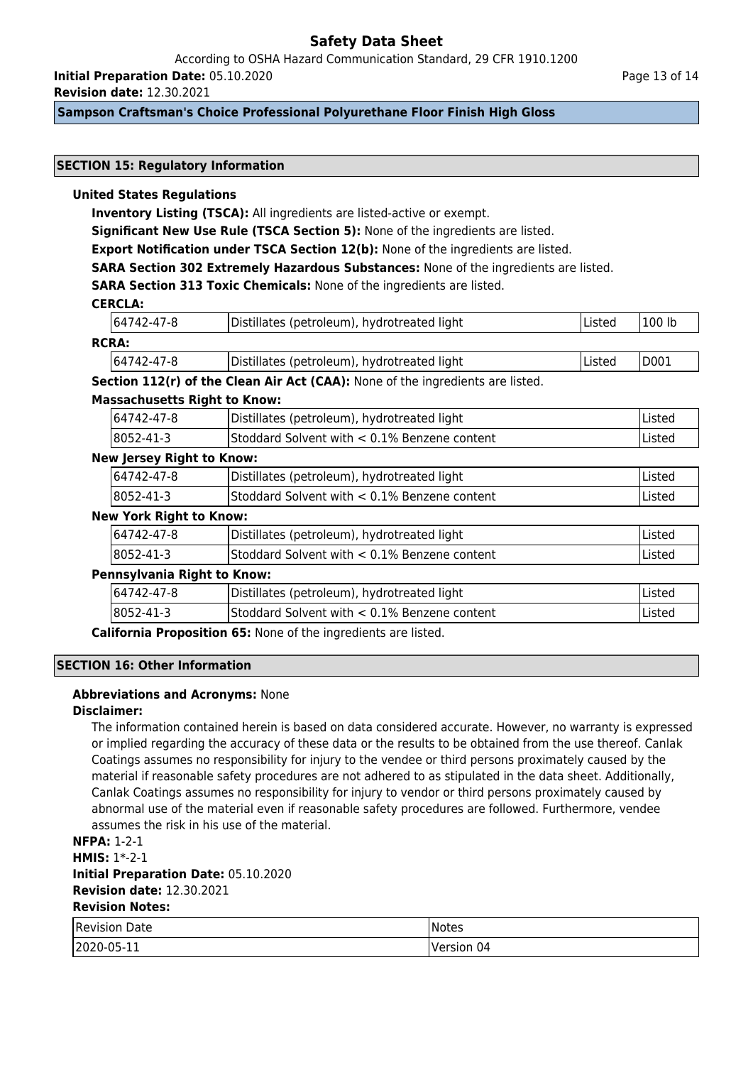## SECTION 15: Regulatory Information

### United States Regulations

**Inventory Listing (TSCA):** All ingredients are listed-active or exempt.

**Significant New Use Rule (TSCA Section 5):** None of the ingredients are listed.

**Export Notification under TSCA Section 12(b):** None of the ingredients are listed.

**SARA Section 302 Extremely Hazardous Substances:** None of the ingredients are listed.

**SARA Section 313 Toxic Chemicals:** None of the ingredients are listed.

**CERCLA:**

| | | | |
|---|---|---|---|
| 64742-47-8 | Distillates (petroleum), hydrotreated light | Listed | 100 lb |

**RCRA:**

| | | | |
|---|---|---|---|
| 64742-47-8 | Distillates (petroleum), hydrotreated light | Listed | D001 |

**Section 112(r) of the Clean Air Act (CAA):** None of the ingredients are listed.

**Massachusetts Right to Know:**

| | | |
|---|---|---|
| 64742-47-8 | Distillates (petroleum), hydrotreated light | Listed |
| 8052-41-3 | Stoddard Solvent with < 0.1% Benzene content | Listed |

**New Jersey Right to Know:**

| | | |
|---|---|---|
| 64742-47-8 | Distillates (petroleum), hydrotreated light | Listed |
| 8052-41-3 | Stoddard Solvent with < 0.1% Benzene content | Listed |

**New York Right to Know:**

| | | |
|---|---|---|
| 64742-47-8 | Distillates (petroleum), hydrotreated light | Listed |
| 8052-41-3 | Stoddard Solvent with < 0.1% Benzene content | Listed |

**Pennsylvania Right to Know:**

| | | |
|---|---|---|
| 64742-47-8 | Distillates (petroleum), hydrotreated light | Listed |
| 8052-41-3 | Stoddard Solvent with < 0.1% Benzene content | Listed |

**California Proposition 65:** None of the ingredients are listed.

## SECTION 16: Other Information

**Abbreviations and Acronyms:** None

**Disclaimer:**

The information contained herein is based on data considered accurate. However, no warranty is expressed or implied regarding the accuracy of these data or the results to be obtained from the use thereof. Canlak Coatings assumes no responsibility for injury to the vendee or third persons proximately caused by the material if reasonable safety procedures are not adhered to as stipulated in the data sheet. Additionally, Canlak Coatings assumes no responsibility for injury to vendor or third persons proximately caused by abnormal use of the material even if reasonable safety procedures are followed. Furthermore, vendee assumes the risk in his use of the material.

**NFPA:** 1-2-1

**HMIS:** 1*-2-1

**Initial Preparation Date:** 05.10.2020

**Revision date:** 12.30.2021

**Revision Notes:**

| Revision Date | Notes |
|---|---|
| 2020-05-11 | Version 04 |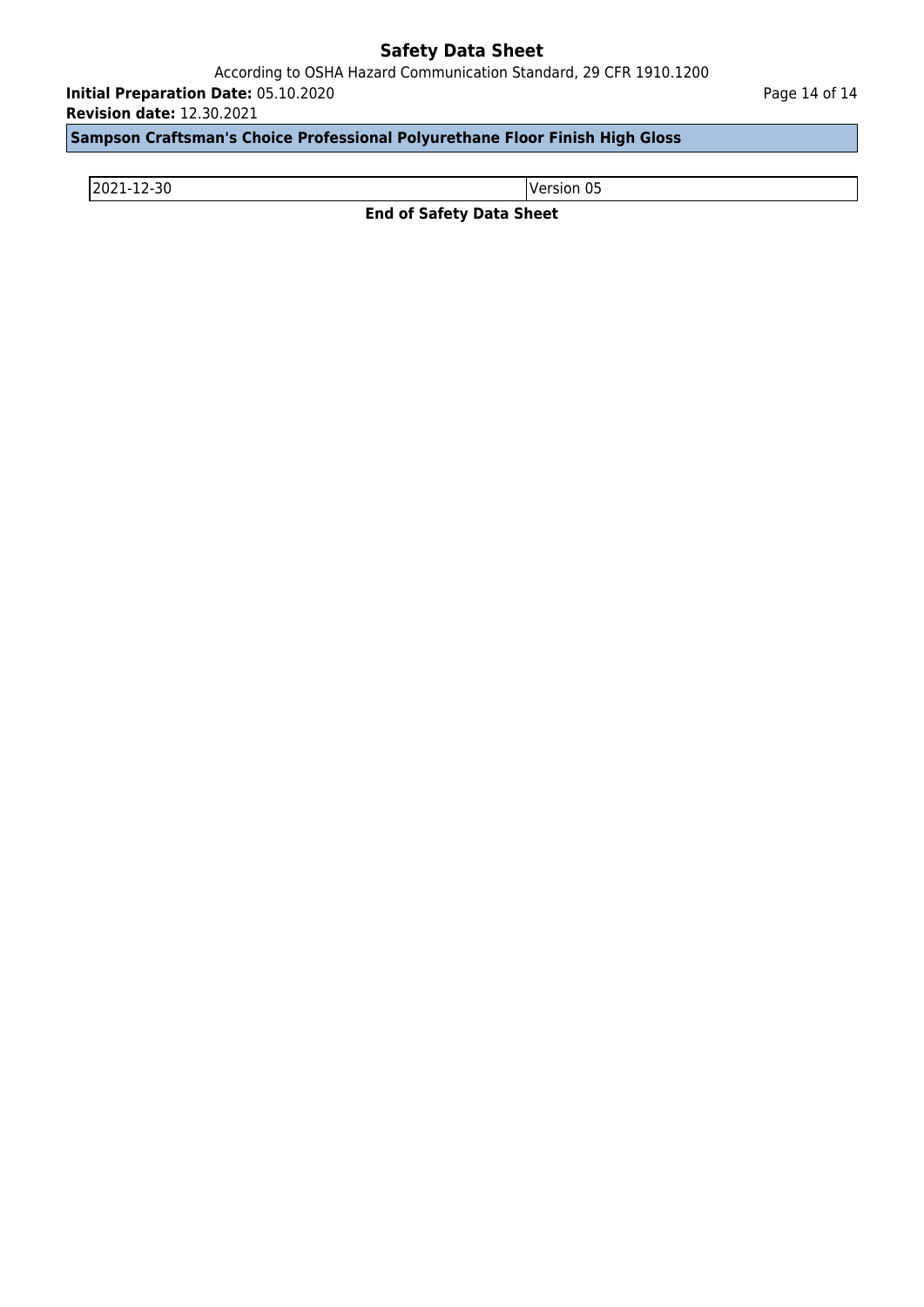| | |
|---|---|
| 2021-12-30 | Version 05 |

**End of Safety Data Sheet**